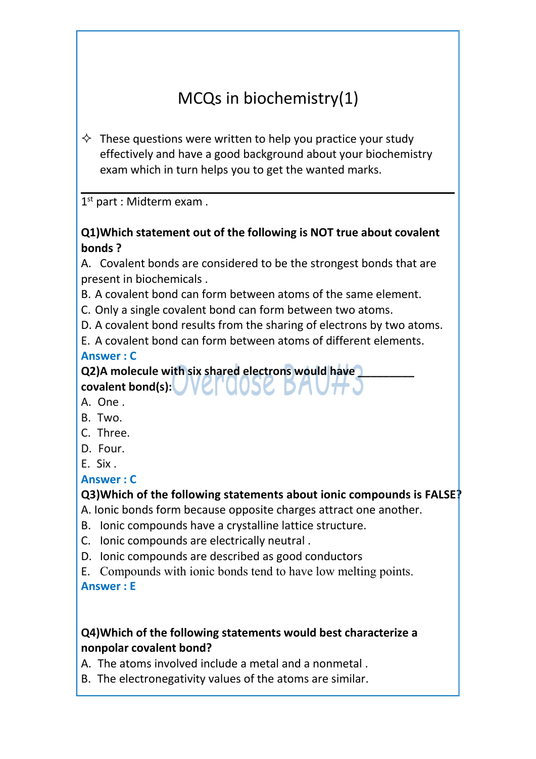# MCQs in biochemistry(1)

✧ These questions were written to help you practice your study effectively and have a good background about your biochemistry exam which in turn helps you to get the wanted marks.

---

1st part : Midterm exam .

**Q1)Which statement out of the following is NOT true about covalent bonds ?**

A. Covalent bonds are considered to be the strongest bonds that are present in biochemicals .
B. A covalent bond can form between atoms of the same element.
C. Only a single covalent bond can form between two atoms.
D. A covalent bond results from the sharing of electrons by two atoms.
E. A covalent bond can form between atoms of different elements.

**Answer : C**

**Q2)A molecule with six shared electrons would have _________ covalent bond(s):**

A. One .
B. Two.
C. Three.
D. Four.
E. Six .

**Answer : C**

**Q3)Which of the following statements about ionic compounds is FALSE?**

A. Ionic bonds form because opposite charges attract one another.
B. Ionic compounds have a crystalline lattice structure.
C. Ionic compounds are electrically neutral .
D. Ionic compounds are described as good conductors
E. Compounds with ionic bonds tend to have low melting points.

**Answer : E**

**Q4)Which of the following statements would best characterize a nonpolar covalent bond?**

A. The atoms involved include a metal and a nonmetal .
B. The electronegativity values of the atoms are similar.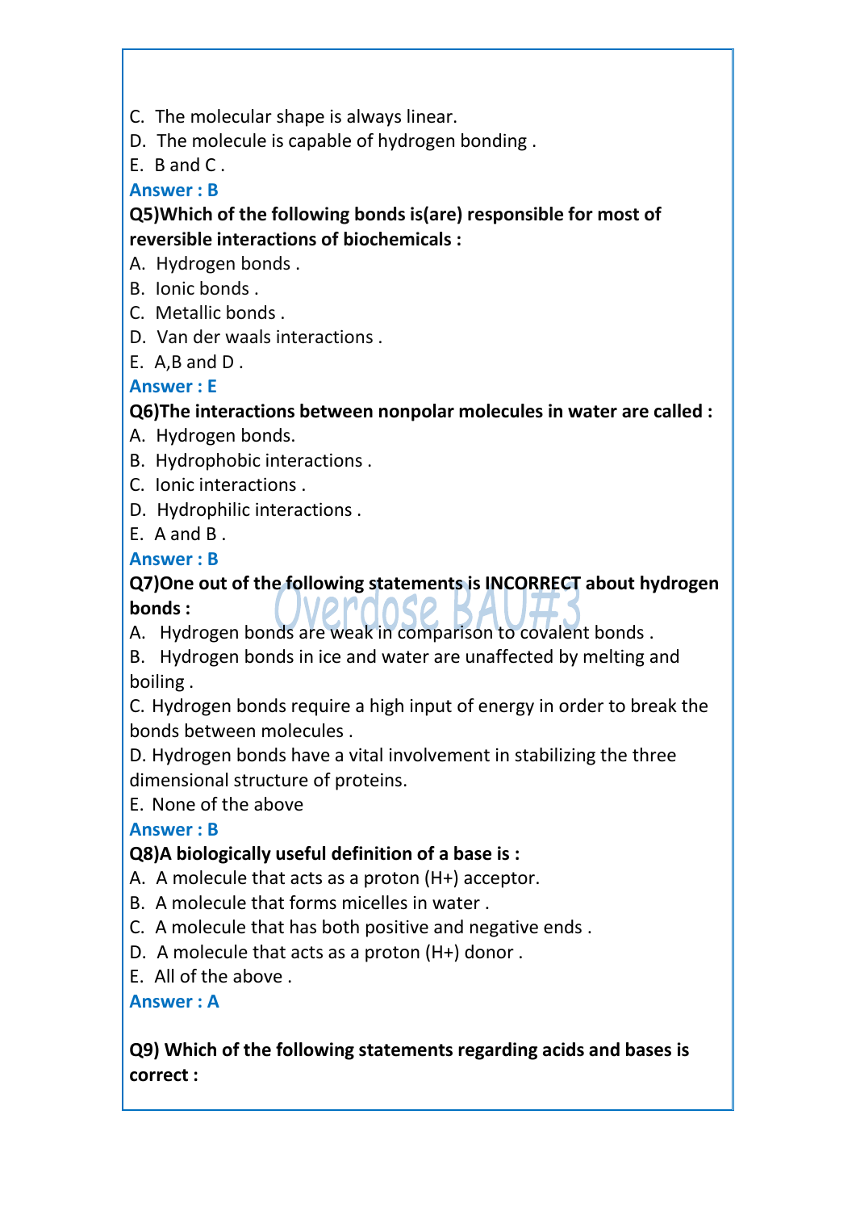C. The molecular shape is always linear.
D. The molecule is capable of hydrogen bonding .
E. B and C .

**Answer : B**

**Q5)Which of the following bonds is(are) responsible for most of reversible interactions of biochemicals :**

A. Hydrogen bonds .
B. Ionic bonds .
C. Metallic bonds .
D. Van der waals interactions .
E. A,B and D .

**Answer : E**

**Q6)The interactions between nonpolar molecules in water are called :**

A. Hydrogen bonds.
B. Hydrophobic interactions .
C. Ionic interactions .
D. Hydrophilic interactions .
E. A and B .

**Answer : B**

**Q7)One out of the following statements is INCORRECT about hydrogen bonds :**

A. Hydrogen bonds are weak in comparison to covalent bonds .
B. Hydrogen bonds in ice and water are unaffected by melting and boiling .
C. Hydrogen bonds require a high input of energy in order to break the bonds between molecules .
D. Hydrogen bonds have a vital involvement in stabilizing the three dimensional structure of proteins.
E. None of the above

**Answer : B**

**Q8)A biologically useful definition of a base is :**

A. A molecule that acts as a proton (H+) acceptor.
B. A molecule that forms micelles in water .
C. A molecule that has both positive and negative ends .
D. A molecule that acts as a proton (H+) donor .
E. All of the above .

**Answer : A**

**Q9) Which of the following statements regarding acids and bases is correct :**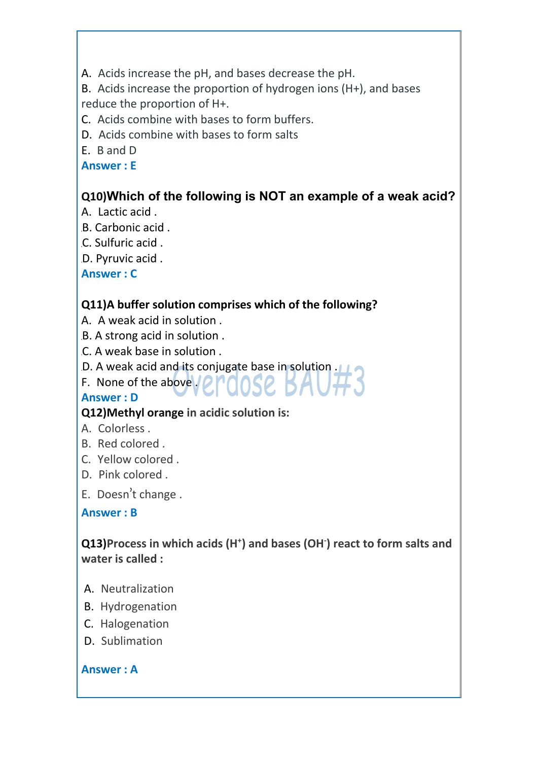A. Acids increase the pH, and bases decrease the pH.
B. Acids increase the proportion of hydrogen ions (H+), and bases reduce the proportion of H+.
C. Acids combine with bases to form buffers.
D. Acids combine with bases to form salts
E. B and D

**Answer : E**

**Q10)Which of the following is NOT an example of a weak acid?**

A. Lactic acid .
B. Carbonic acid .
C. Sulfuric acid .
D. Pyruvic acid .

**Answer : C**

**Q11)A buffer solution comprises which of the following?**

A. A weak acid in solution .
B. A strong acid in solution .
C. A weak base in solution .
D. A weak acid and its conjugate base in solution .
F. None of the above .

**Answer : D**

**Q12)Methyl orange in acidic solution is:**

A. Colorless .
B. Red colored .
C. Yellow colored .
D. Pink colored .
E. Doesn't change .

**Answer : B**

**Q13)Process in which acids ($H^+$) and bases ($OH^-$) react to form salts and water is called :**

A. Neutralization
B. Hydrogenation
C. Halogenation
D. Sublimation

**Answer : A**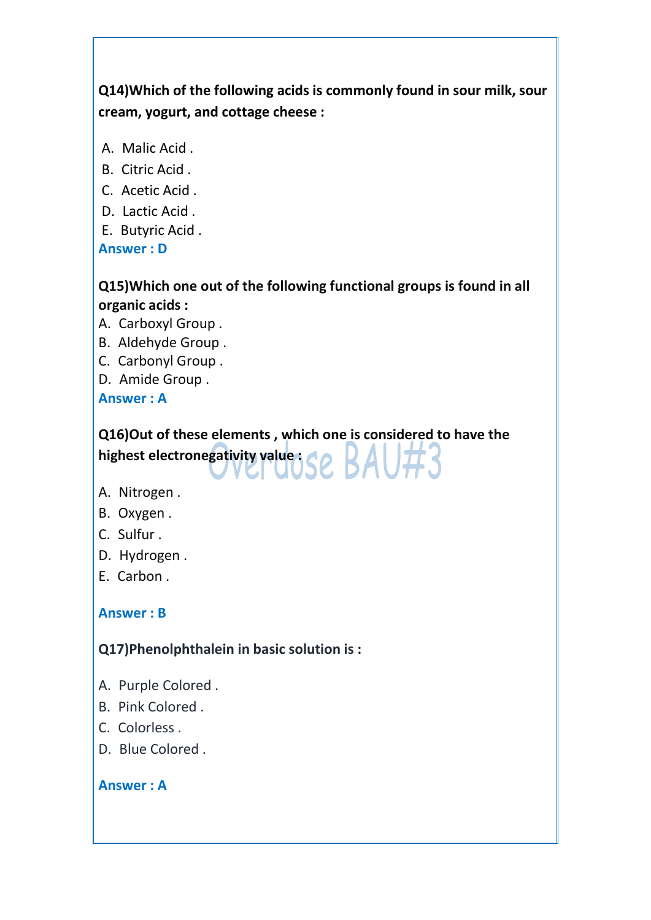**Q14)Which of the following acids is commonly found in sour milk, sour cream, yogurt, and cottage cheese :**

A. Malic Acid .
B. Citric Acid .
C. Acetic Acid .
D. Lactic Acid .
E. Butyric Acid .

**Answer : D**

**Q15)Which one out of the following functional groups is found in all organic acids :**

A. Carboxyl Group .
B. Aldehyde Group .
C. Carbonyl Group .
D. Amide Group .

**Answer : A**

**Q16)Out of these elements , which one is considered to have the highest electronegativity value :**

A. Nitrogen .
B. Oxygen .
C. Sulfur .
D. Hydrogen .
E. Carbon .

**Answer : B**

**Q17)Phenolphthalein in basic solution is :**

A. Purple Colored .
B. Pink Colored .
C. Colorless .
D. Blue Colored .

**Answer : A**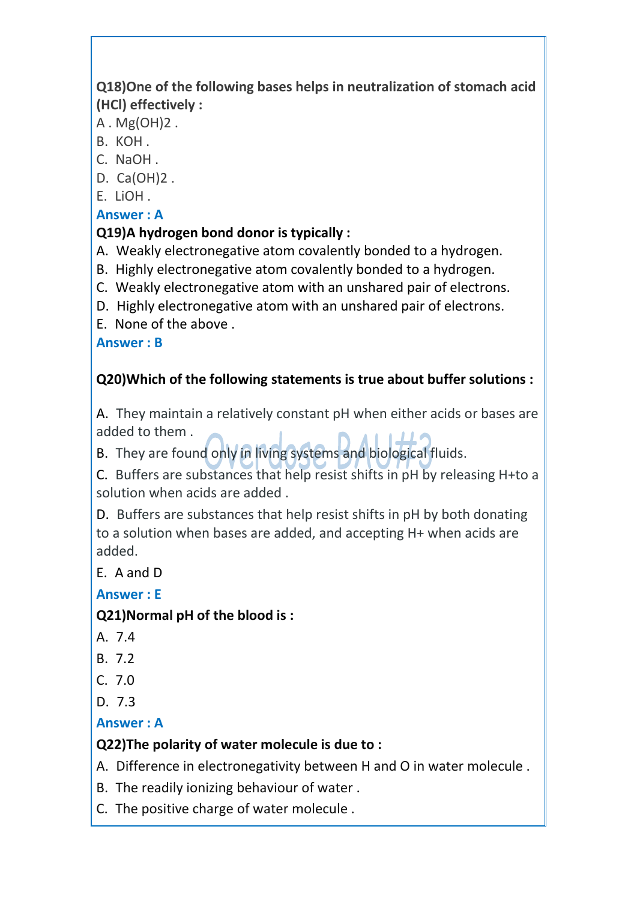**Q18)One of the following bases helps in neutralization of stomach acid (HCl) effectively :**

A . $Mg(OH)_2$ .

B. KOH .

C. NaOH .

D. $Ca(OH)_2$ .

E. LiOH .

**Answer : A**

**Q19)A hydrogen bond donor is typically :**

A. Weakly electronegative atom covalently bonded to a hydrogen.

B. Highly electronegative atom covalently bonded to a hydrogen.

C. Weakly electronegative atom with an unshared pair of electrons.

D. Highly electronegative atom with an unshared pair of electrons.

E. None of the above .

**Answer : B**

**Q20)Which of the following statements is true about buffer solutions :**

A. They maintain a relatively constant pH when either acids or bases are added to them .

B. They are found only in living systems and biological fluids.

C. Buffers are substances that help resist shifts in pH by releasing $H^+$ to a solution when acids are added .

D. Buffers are substances that help resist shifts in pH by both donating to a solution when bases are added, and accepting $H^+$ when acids are added.

E. A and D

**Answer : E**

**Q21)Normal pH of the blood is :**

A. 7.4

B. 7.2

C. 7.0

D. 7.3

**Answer : A**

**Q22)The polarity of water molecule is due to :**

A. Difference in electronegativity between H and O in water molecule .

B. The readily ionizing behaviour of water .

C. The positive charge of water molecule .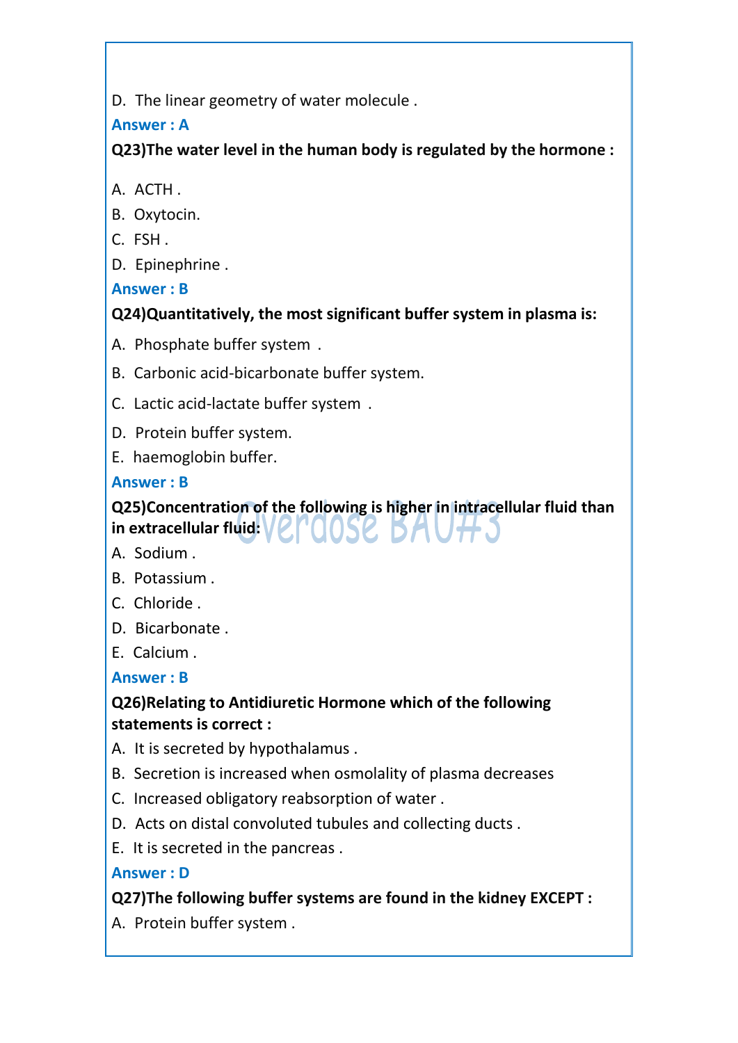D. The linear geometry of water molecule .

**Answer : A**

**Q23)The water level in the human body is regulated by the hormone :**

A. ACTH .
B. Oxytocin.
C. FSH .
D. Epinephrine .

**Answer : B**

**Q24)Quantitatively, the most significant buffer system in plasma is:**

A. Phosphate buffer system .
B. Carbonic acid-bicarbonate buffer system.
C. Lactic acid-lactate buffer system .
D. Protein buffer system.
E. haemoglobin buffer.

**Answer : B**

**Q25)Concentration of the following is higher in intracellular fluid than in extracellular fluid:**

A. Sodium .
B. Potassium .
C. Chloride .
D. Bicarbonate .
E. Calcium .

**Answer : B**

**Q26)Relating to Antidiuretic Hormone which of the following statements is correct :**

A. It is secreted by hypothalamus .
B. Secretion is increased when osmolality of plasma decreases
C. Increased obligatory reabsorption of water .
D. Acts on distal convoluted tubules and collecting ducts .
E. It is secreted in the pancreas .

**Answer : D**

**Q27)The following buffer systems are found in the kidney EXCEPT :**

A. Protein buffer system .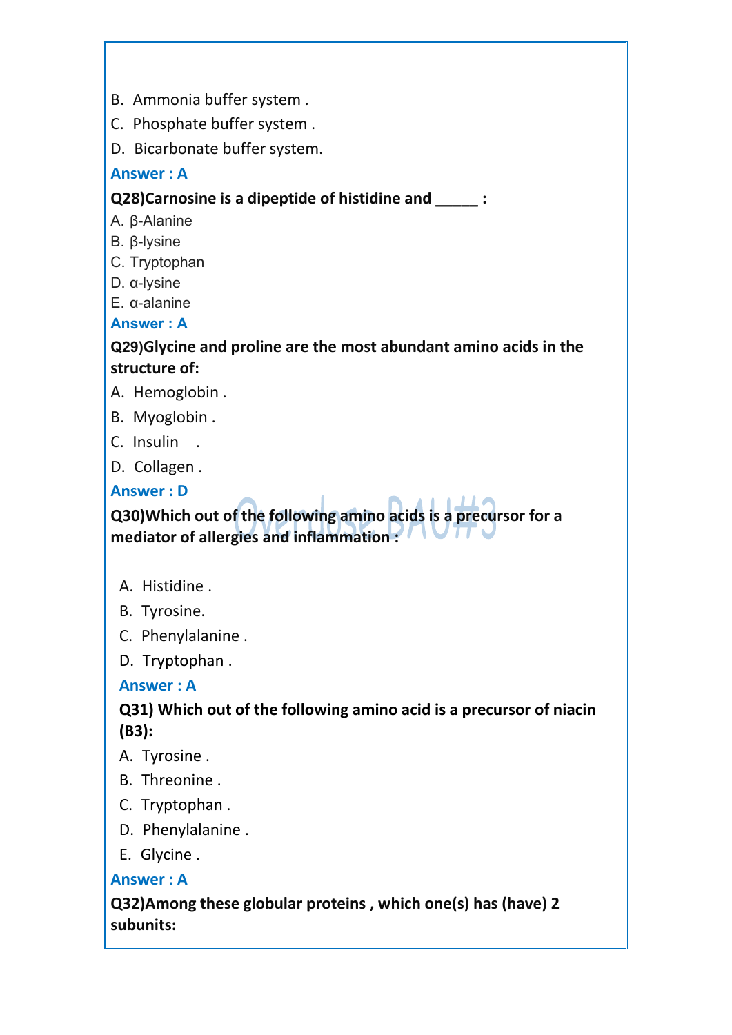B. Ammonia buffer system .

C. Phosphate buffer system .

D. Bicarbonate buffer system.

**Answer : A**

**Q28)Carnosine is a dipeptide of histidine and _____ :**

A. β-Alanine

B. β-lysine

C. Tryptophan

D. α-lysine

E. α-alanine

**Answer : A**

**Q29)Glycine and proline are the most abundant amino acids in the structure of:**

A. Hemoglobin .

B. Myoglobin .

C. Insulin .

D. Collagen .

**Answer : D**

**Q30)Which out of the following amino acids is a precursor for a mediator of allergies and inflammation :**

A. Histidine .

B. Tyrosine.

C. Phenylalanine .

D. Tryptophan .

**Answer : A**

**Q31) Which out of the following amino acid is a precursor of niacin (B3):**

A. Tyrosine .

B. Threonine .

C. Tryptophan .

D. Phenylalanine .

E. Glycine .

**Answer : A**

**Q32)Among these globular proteins , which one(s) has (have) 2 subunits:**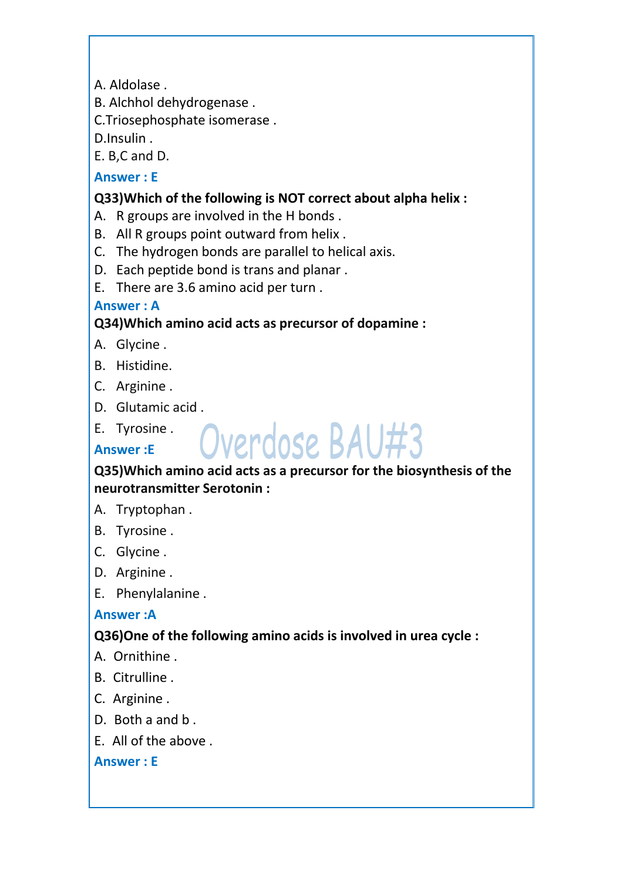A. Aldolase .
B. Alchhol dehydrogenase .
C.Triosephosphate isomerase .
D.Insulin .
E. B,C and D.

**Answer : E**

**Q33)Which of the following is NOT correct about alpha helix :**

A. R groups are involved in the H bonds .
B. All R groups point outward from helix .
C. The hydrogen bonds are parallel to helical axis.
D. Each peptide bond is trans and planar .
E. There are 3.6 amino acid per turn .

**Answer : A**

**Q34)Which amino acid acts as precursor of dopamine :**

A. Glycine .
B. Histidine.
C. Arginine .
D. Glutamic acid .
E. Tyrosine .

**Answer :E**

**Q35)Which amino acid acts as a precursor for the biosynthesis of the neurotransmitter Serotonin :**

A. Tryptophan .
B. Tyrosine .
C. Glycine .
D. Arginine .
E. Phenylalanine .

**Answer :A**

**Q36)One of the following amino acids is involved in urea cycle :**

A. Ornithine .
B. Citrulline .
C. Arginine .
D. Both a and b .
E. All of the above .

**Answer : E**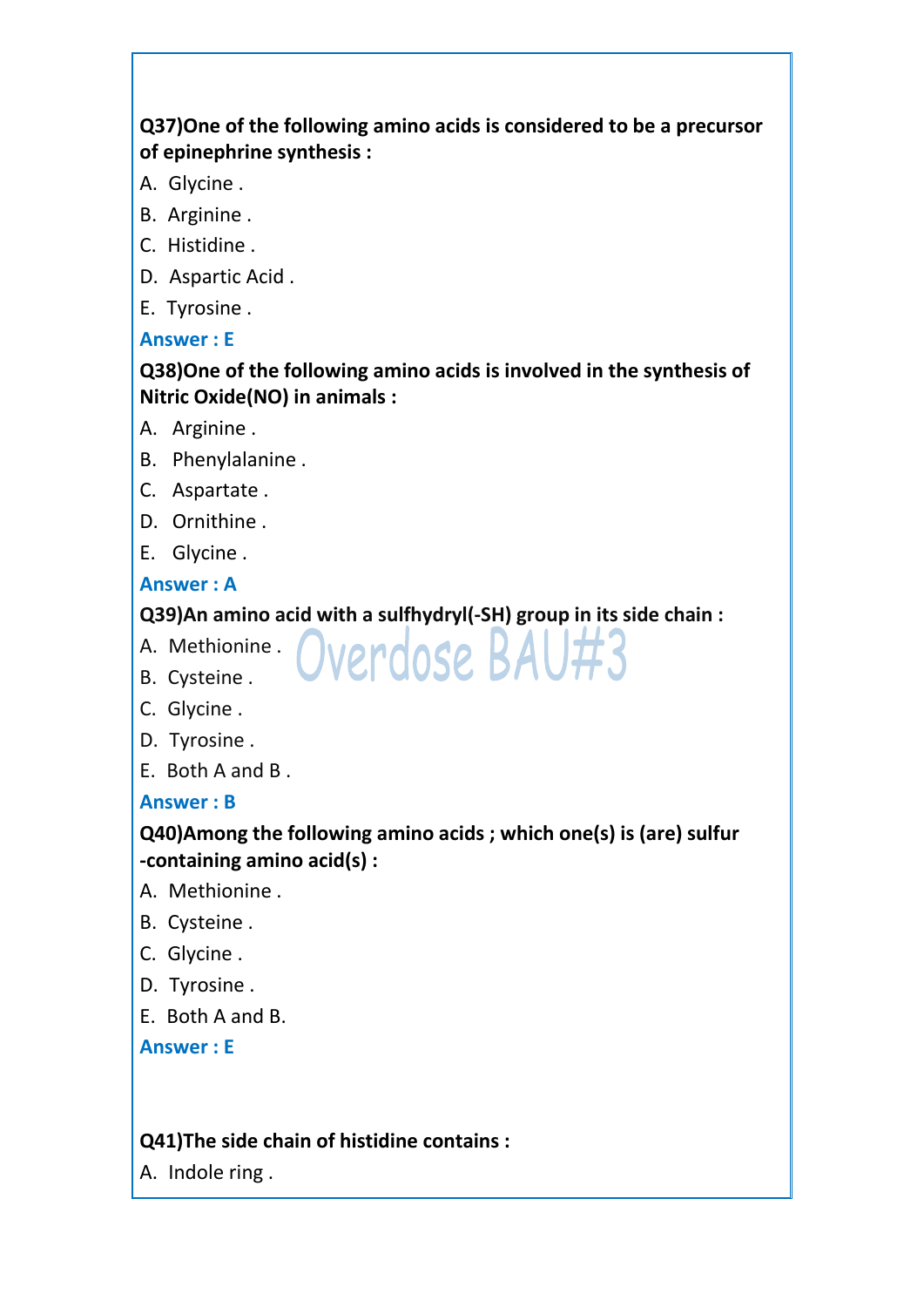**Q37)One of the following amino acids is considered to be a precursor of epinephrine synthesis :**

A. Glycine .

B. Arginine .

C. Histidine .

D. Aspartic Acid .

E. Tyrosine .

**Answer : E**

**Q38)One of the following amino acids is involved in the synthesis of Nitric Oxide(NO) in animals :**

A. Arginine .

B. Phenylalanine .

C. Aspartate .

D. Ornithine .

E. Glycine .

**Answer : A**

**Q39)An amino acid with a sulfhydryl(-SH) group in its side chain :**

A. Methionine .

B. Cysteine .

C. Glycine .

D. Tyrosine .

E. Both A and B .

**Answer : B**

**Q40)Among the following amino acids ; which one(s) is (are) sulfur -containing amino acid(s) :**

A. Methionine .

B. Cysteine .

C. Glycine .

D. Tyrosine .

E. Both A and B.

**Answer : E**

**Q41)The side chain of histidine contains :**

A. Indole ring .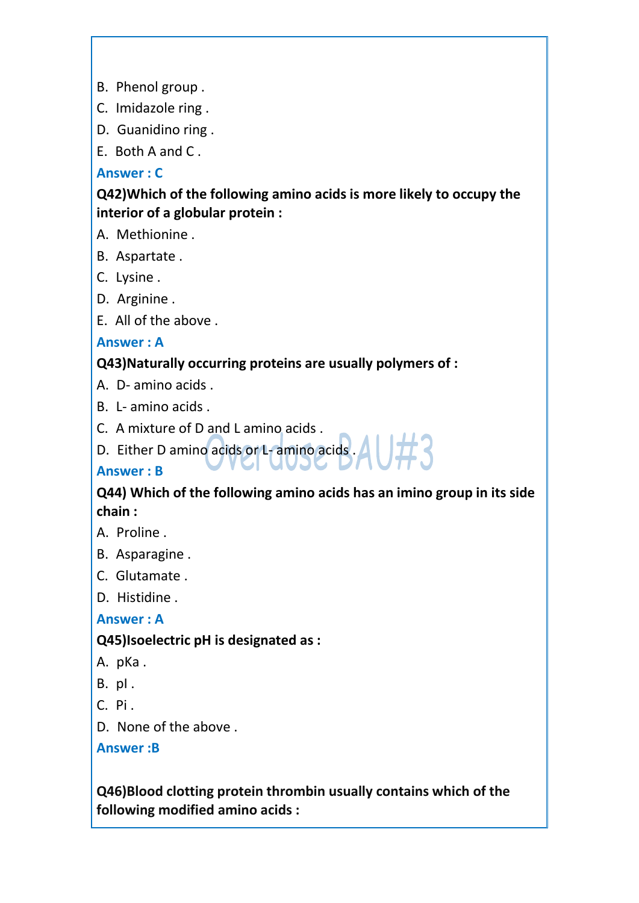B. Phenol group .

C. Imidazole ring .

D. Guanidino ring .

E. Both A and C .

**Answer : C**

**Q42)Which of the following amino acids is more likely to occupy the interior of a globular protein :**

A. Methionine .

B. Aspartate .

C. Lysine .

D. Arginine .

E. All of the above .

**Answer : A**

**Q43)Naturally occurring proteins are usually polymers of :**

A. D- amino acids .

B. L- amino acids .

C. A mixture of D and L amino acids .

D. Either D amino acids or L- amino acids .

**Answer : B**

**Q44) Which of the following amino acids has an imino group in its side chain :**

A. Proline .

B. Asparagine .

C. Glutamate .

D. Histidine .

**Answer : A**

**Q45)Isoelectric pH is designated as :**

A. pKa .

B. pI .

C. Pi .

D. None of the above .

**Answer :B**

**Q46)Blood clotting protein thrombin usually contains which of the following modified amino acids :**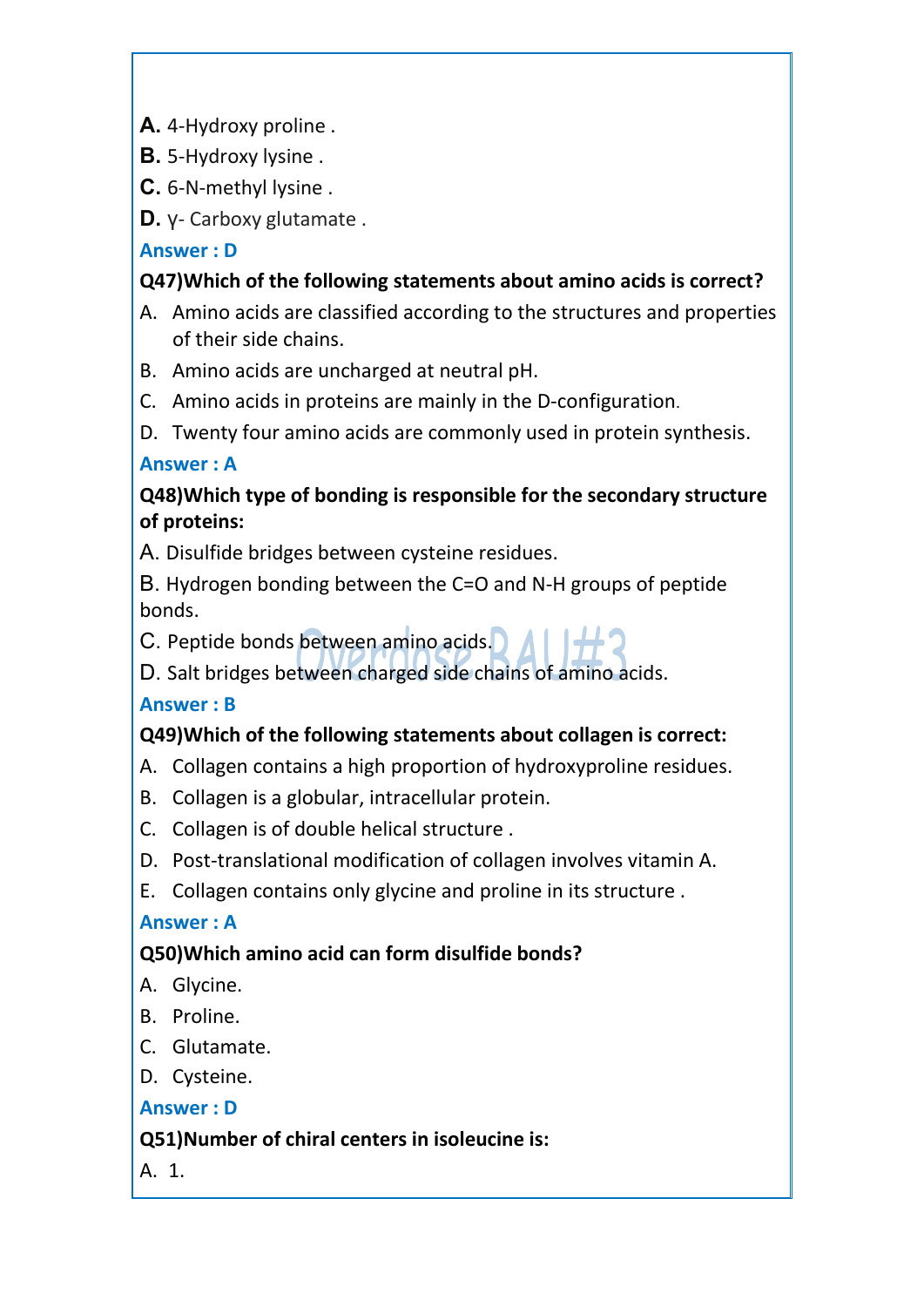**A.** 4-Hydroxy proline .

**B.** 5-Hydroxy lysine .

**C.** 6-N-methyl lysine .

**D.** γ- Carboxy glutamate .

**Answer : D**

**Q47)Which of the following statements about amino acids is correct?**

A. Amino acids are classified according to the structures and properties of their side chains.

B. Amino acids are uncharged at neutral pH.

C. Amino acids in proteins are mainly in the D-configuration.

D. Twenty four amino acids are commonly used in protein synthesis.

**Answer : A**

**Q48)Which type of bonding is responsible for the secondary structure of proteins:**

A. Disulfide bridges between cysteine residues.

B. Hydrogen bonding between the C=O and N-H groups of peptide bonds.

C. Peptide bonds between amino acids.

D. Salt bridges between charged side chains of amino acids.

**Answer : B**

**Q49)Which of the following statements about collagen is correct:**

A. Collagen contains a high proportion of hydroxyproline residues.

B. Collagen is a globular, intracellular protein.

C. Collagen is of double helical structure .

D. Post-translational modification of collagen involves vitamin A.

E. Collagen contains only glycine and proline in its structure .

**Answer : A**

**Q50)Which amino acid can form disulfide bonds?**

A. Glycine.

B. Proline.

C. Glutamate.

D. Cysteine.

**Answer : D**

**Q51)Number of chiral centers in isoleucine is:**

A. 1.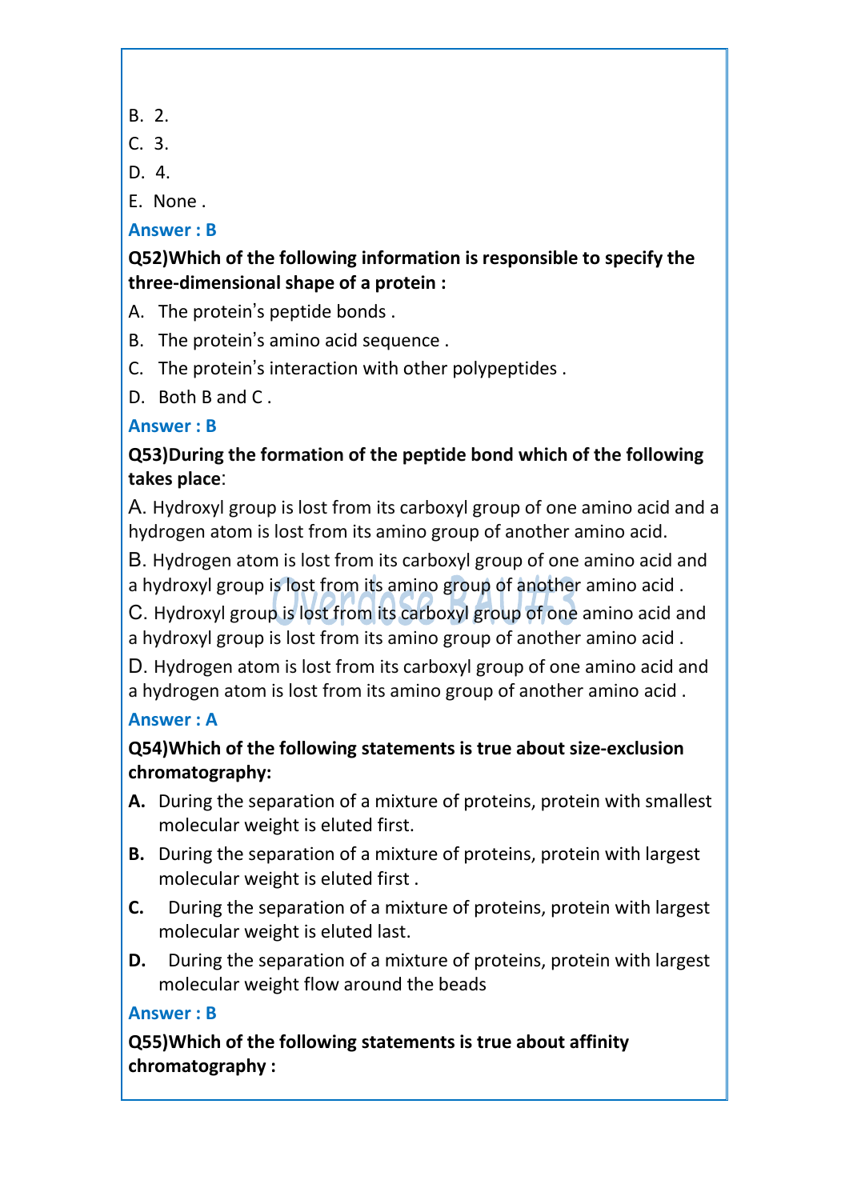B. 2.

C. 3.

D. 4.

E. None .

**Answer : B**

**Q52)Which of the following information is responsible to specify the three-dimensional shape of a protein :**

A. The protein's peptide bonds .

B. The protein's amino acid sequence .

C. The protein's interaction with other polypeptides .

D. Both B and C .

**Answer : B**

**Q53)During the formation of the peptide bond which of the following takes place**:

A. Hydroxyl group is lost from its carboxyl group of one amino acid and a hydrogen atom is lost from its amino group of another amino acid.

B. Hydrogen atom is lost from its carboxyl group of one amino acid and a hydroxyl group is lost from its amino group of another amino acid .

C. Hydroxyl group is lost from its carboxyl group of one amino acid and a hydroxyl group is lost from its amino group of another amino acid .

D. Hydrogen atom is lost from its carboxyl group of one amino acid and a hydrogen atom is lost from its amino group of another amino acid .

**Answer : A**

**Q54)Which of the following statements is true about size-exclusion chromatography:**

**A.** During the separation of a mixture of proteins, protein with smallest molecular weight is eluted first.

**B.** During the separation of a mixture of proteins, protein with largest molecular weight is eluted first .

**C.** During the separation of a mixture of proteins, protein with largest molecular weight is eluted last.

**D.** During the separation of a mixture of proteins, protein with largest molecular weight flow around the beads

**Answer : B**

**Q55)Which of the following statements is true about affinity chromatography :**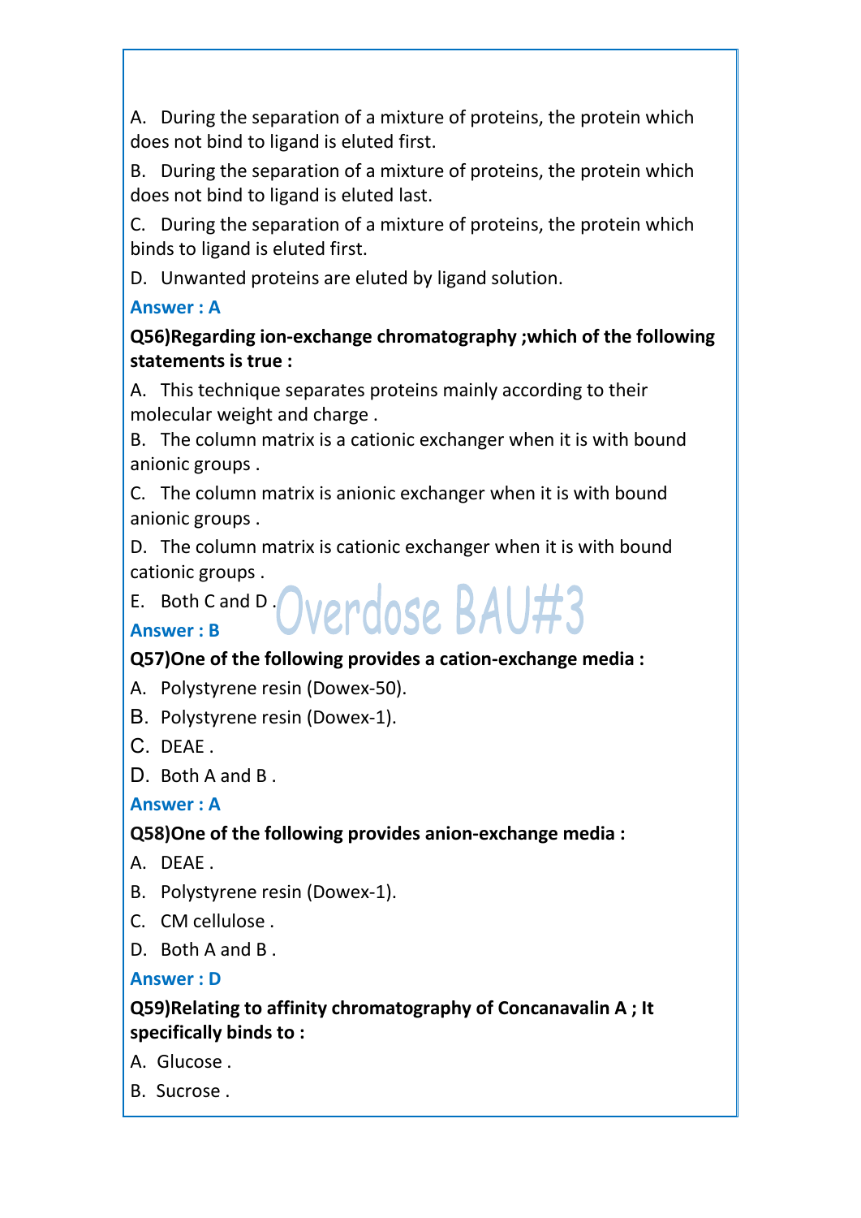A. During the separation of a mixture of proteins, the protein which does not bind to ligand is eluted first.

B. During the separation of a mixture of proteins, the protein which does not bind to ligand is eluted last.

C. During the separation of a mixture of proteins, the protein which binds to ligand is eluted first.

D. Unwanted proteins are eluted by ligand solution.

**Answer : A**

**Q56)Regarding ion-exchange chromatography ;which of the following statements is true :**

A. This technique separates proteins mainly according to their molecular weight and charge .

B. The column matrix is a cationic exchanger when it is with bound anionic groups .

C. The column matrix is anionic exchanger when it is with bound anionic groups .

D. The column matrix is cationic exchanger when it is with bound cationic groups .

E. Both C and D .

**Answer : B**

**Q57)One of the following provides a cation-exchange media :**

A. Polystyrene resin (Dowex-50).

B. Polystyrene resin (Dowex-1).

C. DEAE .

D. Both A and B .

**Answer : A**

**Q58)One of the following provides anion-exchange media :**

A. DEAE .

B. Polystyrene resin (Dowex-1).

C. CM cellulose .

D. Both A and B .

**Answer : D**

**Q59)Relating to affinity chromatography of Concanavalin A ; It specifically binds to :**

A. Glucose .

B. Sucrose .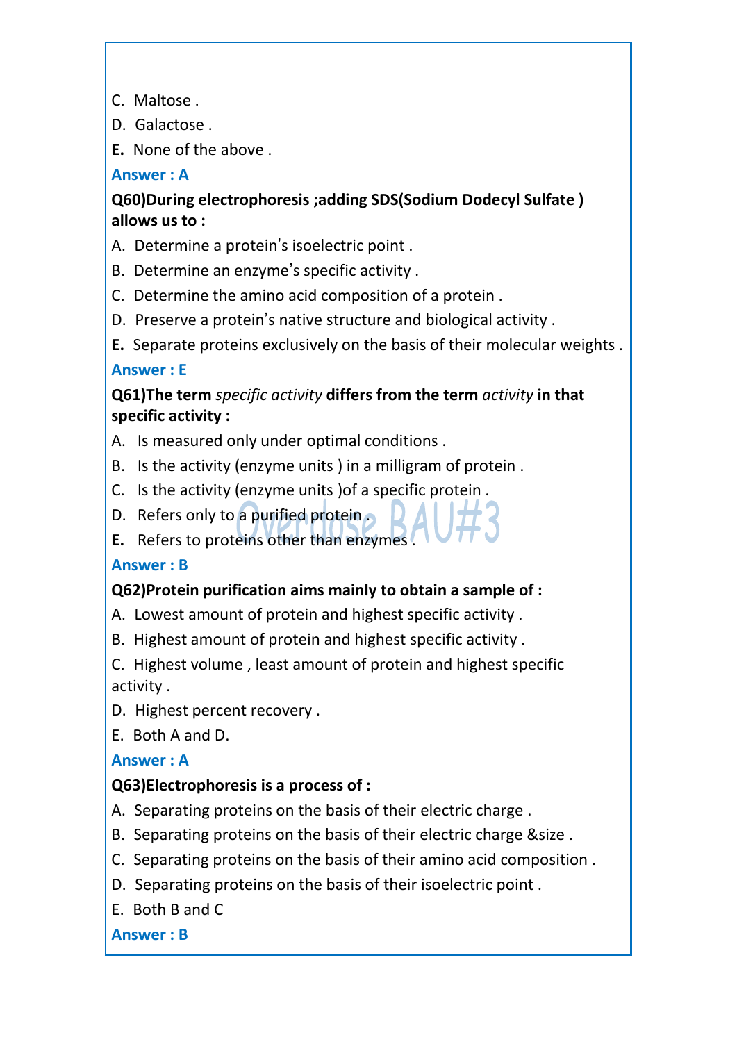C. Maltose .

D. Galactose .

**E.** None of the above .

**Answer : A**

**Q60)During electrophoresis ;adding SDS(Sodium Dodecyl Sulfate ) allows us to :**

A. Determine a protein's isoelectric point .

B. Determine an enzyme's specific activity .

C. Determine the amino acid composition of a protein .

D. Preserve a protein's native structure and biological activity .

**E.** Separate proteins exclusively on the basis of their molecular weights .

**Answer : E**

**Q61)The term *specific activity* differs from the term *activity* in that specific activity :**

A. Is measured only under optimal conditions .

B. Is the activity (enzyme units ) in a milligram of protein .

C. Is the activity (enzyme units )of a specific protein .

D. Refers only to a purified protein .

**E.** Refers to proteins other than enzymes .

**Answer : B**

**Q62)Protein purification aims mainly to obtain a sample of :**

A. Lowest amount of protein and highest specific activity .

B. Highest amount of protein and highest specific activity .

C. Highest volume , least amount of protein and highest specific activity .

D. Highest percent recovery .

E. Both A and D.

**Answer : A**

**Q63)Electrophoresis is a process of :**

A. Separating proteins on the basis of their electric charge .

B. Separating proteins on the basis of their electric charge &size .

C. Separating proteins on the basis of their amino acid composition .

D. Separating proteins on the basis of their isoelectric point .

E. Both B and C

**Answer : B**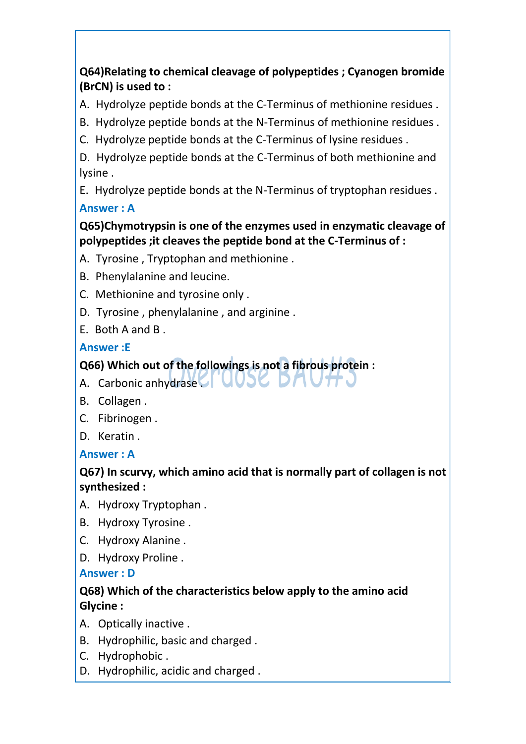**Q64)Relating to chemical cleavage of polypeptides ; Cyanogen bromide (BrCN) is used to :**

A. Hydrolyze peptide bonds at the C-Terminus of methionine residues .

B. Hydrolyze peptide bonds at the N-Terminus of methionine residues .

C. Hydrolyze peptide bonds at the C-Terminus of lysine residues .

D. Hydrolyze peptide bonds at the C-Terminus of both methionine and lysine .

E. Hydrolyze peptide bonds at the N-Terminus of tryptophan residues .

**Answer : A**

**Q65)Chymotrypsin is one of the enzymes used in enzymatic cleavage of polypeptides ;it cleaves the peptide bond at the C-Terminus of :**

A. Tyrosine , Tryptophan and methionine .

B. Phenylalanine and leucine.

C. Methionine and tyrosine only .

D. Tyrosine , phenylalanine , and arginine .

E. Both A and B .

**Answer :E**

**Q66) Which out of the followings is not a fibrous protein :**

A. Carbonic anhydrase .

B. Collagen .

C. Fibrinogen .

D. Keratin .

**Answer : A**

**Q67) In scurvy, which amino acid that is normally part of collagen is not synthesized :**

A. Hydroxy Tryptophan .

B. Hydroxy Tyrosine .

C. Hydroxy Alanine .

D. Hydroxy Proline .

**Answer : D**

**Q68) Which of the characteristics below apply to the amino acid Glycine :**

A. Optically inactive .

B. Hydrophilic, basic and charged .

C. Hydrophobic .

D. Hydrophilic, acidic and charged .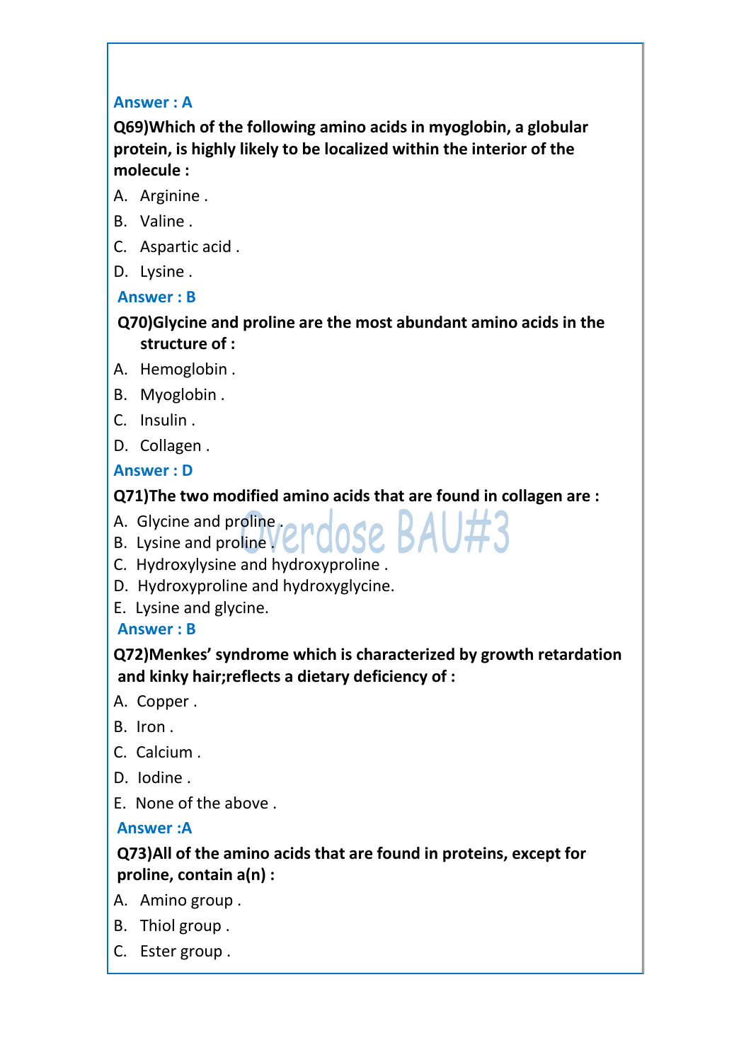**Answer : A**

**Q69)Which of the following amino acids in myoglobin, a globular protein, is highly likely to be localized within the interior of the molecule :**

A. Arginine .

B. Valine .

C. Aspartic acid .

D. Lysine .

**Answer : B**

**Q70)Glycine and proline are the most abundant amino acids in the structure of :**

A. Hemoglobin .

B. Myoglobin .

C. Insulin .

D. Collagen .

**Answer : D**

**Q71)The two modified amino acids that are found in collagen are :**

A. Glycine and proline .

B. Lysine and proline .

C. Hydroxylysine and hydroxyproline .

D. Hydroxyproline and hydroxyglycine.

E. Lysine and glycine.

**Answer : B**

**Q72)Menkes' syndrome which is characterized by growth retardation and kinky hair;reflects a dietary deficiency of :**

A. Copper .

B. Iron .

C. Calcium .

D. Iodine .

E. None of the above .

**Answer :A**

**Q73)All of the amino acids that are found in proteins, except for proline, contain a(n) :**

A. Amino group .

B. Thiol group .

C. Ester group .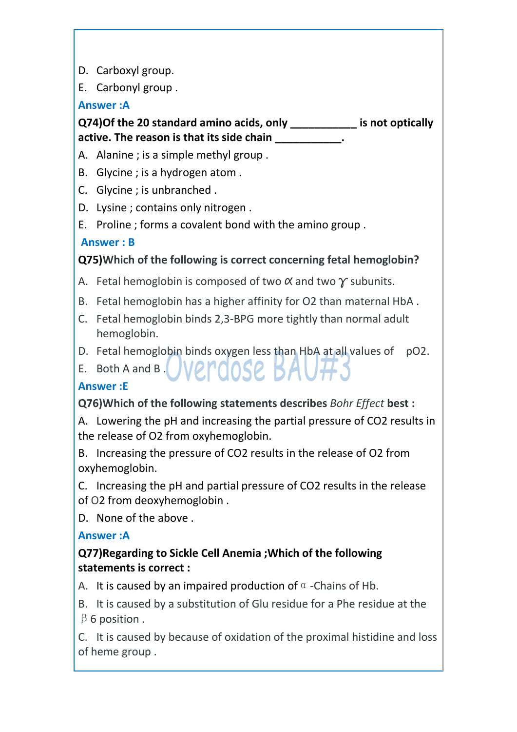D. Carboxyl group.

E. Carbonyl group .

**Answer :A**

**Q74)Of the 20 standard amino acids, only ___________ is not optically active. The reason is that its side chain ___________.**

A. Alanine ; is a simple methyl group .

B. Glycine ; is a hydrogen atom .

C. Glycine ; is unbranched .

D. Lysine ; contains only nitrogen .

E. Proline ; forms a covalent bond with the amino group .

**Answer : B**

**Q75)Which of the following is correct concerning fetal hemoglobin?**

A. Fetal hemoglobin is composed of two $\alpha$ and two $\gamma$ subunits.

B. Fetal hemoglobin has a higher affinity for O2 than maternal HbA .

C. Fetal hemoglobin binds 2,3-BPG more tightly than normal adult hemoglobin.

D. Fetal hemoglobin binds oxygen less than HbA at all values of pO2.

E. Both A and B .

**Answer :E**

**Q76)Which of the following statements describes** ***Bohr Effect*** **best :**

A. Lowering the pH and increasing the partial pressure of CO2 results in the release of O2 from oxyhemoglobin.

B. Increasing the pressure of CO2 results in the release of O2 from oxyhemoglobin.

C. Increasing the pH and partial pressure of CO2 results in the release of O2 from deoxyhemoglobin .

D. None of the above .

**Answer :A**

**Q77)Regarding to Sickle Cell Anemia ;Which of the following statements is correct :**

A. It is caused by an impaired production of $\alpha$ -Chains of Hb.

B. It is caused by a substitution of Glu residue for a Phe residue at the $\beta$ 6 position .

C. It is caused by because of oxidation of the proximal histidine and loss of heme group .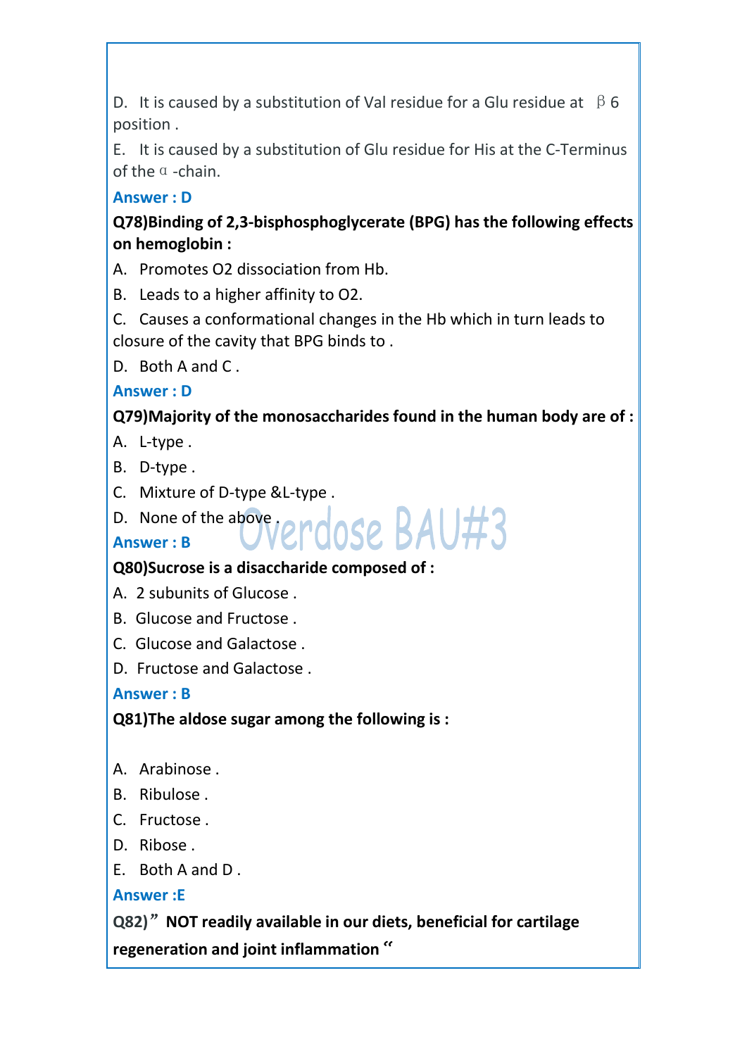D. It is caused by a substitution of Val residue for a Glu residue at $\beta$ 6 position .

E. It is caused by a substitution of Glu residue for His at the C-Terminus of the $\alpha$ -chain.

**Answer : D**

**Q78)Binding of 2,3-bisphosphoglycerate (BPG) has the following effects on hemoglobin :**

A. Promotes O2 dissociation from Hb.

B. Leads to a higher affinity to O2.

C. Causes a conformational changes in the Hb which in turn leads to closure of the cavity that BPG binds to .

D. Both A and C .

**Answer : D**

**Q79)Majority of the monosaccharides found in the human body are of :**

A. L-type .

B. D-type .

C. Mixture of D-type &L-type .

D. None of the above .

**Answer : B**

**Q80)Sucrose is a disaccharide composed of :**

A. 2 subunits of Glucose .

B. Glucose and Fructose .

C. Glucose and Galactose .

D. Fructose and Galactose .

**Answer : B**

**Q81)The aldose sugar among the following is :**

A. Arabinose .

B. Ribulose .

C. Fructose .

D. Ribose .

E. Both A and D .

**Answer :E**

**Q82)” NOT readily available in our diets, beneficial for cartilage regeneration and joint inflammation “**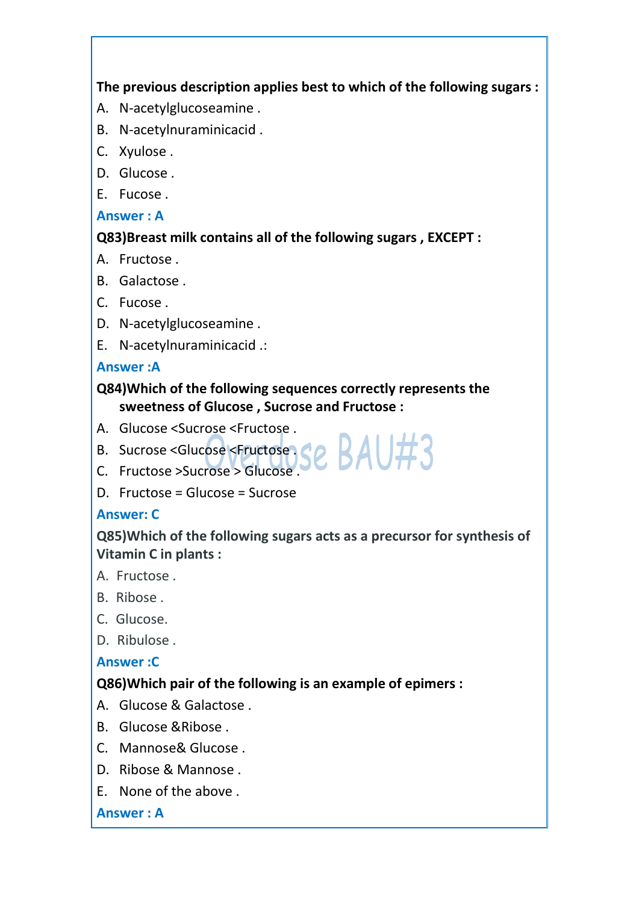**The previous description applies best to which of the following sugars :**

A. N-acetylglucoseamine .
B. N-acetylnuraminicacid .
C. Xyulose .
D. Glucose .
E. Fucose .

**Answer : A**

**Q83)Breast milk contains all of the following sugars , EXCEPT :**

A. Fructose .
B. Galactose .
C. Fucose .
D. N-acetylglucoseamine .
E. N-acetylnuraminicacid .:

**Answer :A**

**Q84)Which of the following sequences correctly represents the sweetness of Glucose , Sucrose and Fructose :**

A. Glucose <Sucrose <Fructose .
B. Sucrose <Glucose <Fructose .
C. Fructose >Sucrose > Glucose .
D. Fructose = Glucose = Sucrose

**Answer: C**

**Q85)Which of the following sugars acts as a precursor for synthesis of Vitamin C in plants :**

A. Fructose .
B. Ribose .
C. Glucose.
D. Ribulose .

**Answer :C**

**Q86)Which pair of the following is an example of epimers :**

A. Glucose & Galactose .
B. Glucose &Ribose .
C. Mannose& Glucose .
D. Ribose & Mannose .
E. None of the above .

**Answer : A**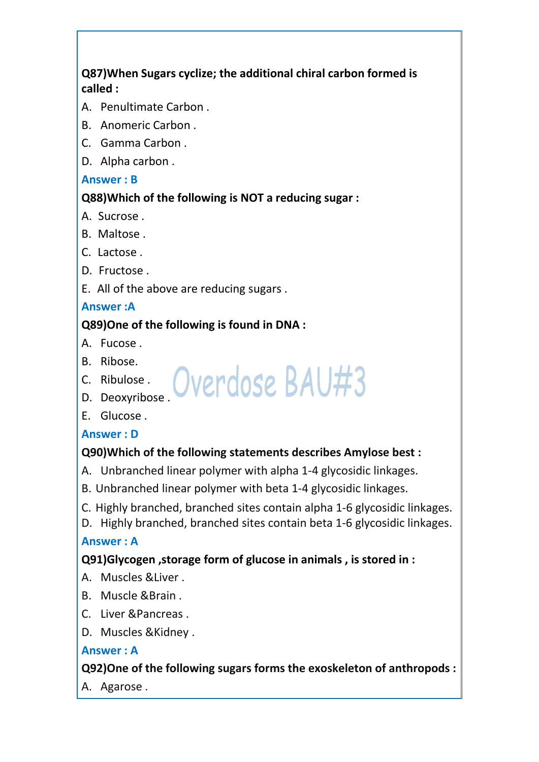**Q87)When Sugars cyclize; the additional chiral carbon formed is called :**

A. Penultimate Carbon .
B. Anomeric Carbon .
C. Gamma Carbon .
D. Alpha carbon .

**Answer : B**

**Q88)Which of the following is NOT a reducing sugar :**

A. Sucrose .
B. Maltose .
C. Lactose .
D. Fructose .
E. All of the above are reducing sugars .

**Answer :A**

**Q89)One of the following is found in DNA :**

A. Fucose .
B. Ribose.
C. Ribulose .
D. Deoxyribose .
E. Glucose .

**Answer : D**

**Q90)Which of the following statements describes Amylose best :**

A. Unbranched linear polymer with alpha 1-4 glycosidic linkages.
B. Unbranched linear polymer with beta 1-4 glycosidic linkages.
C. Highly branched, branched sites contain alpha 1-6 glycosidic linkages.
D. Highly branched, branched sites contain beta 1-6 glycosidic linkages.

**Answer : A**

**Q91)Glycogen ,storage form of glucose in animals , is stored in :**

A. Muscles &Liver .
B. Muscle &Brain .
C. Liver &Pancreas .
D. Muscles &Kidney .

**Answer : A**

**Q92)One of the following sugars forms the exoskeleton of anthropods :**

A. Agarose .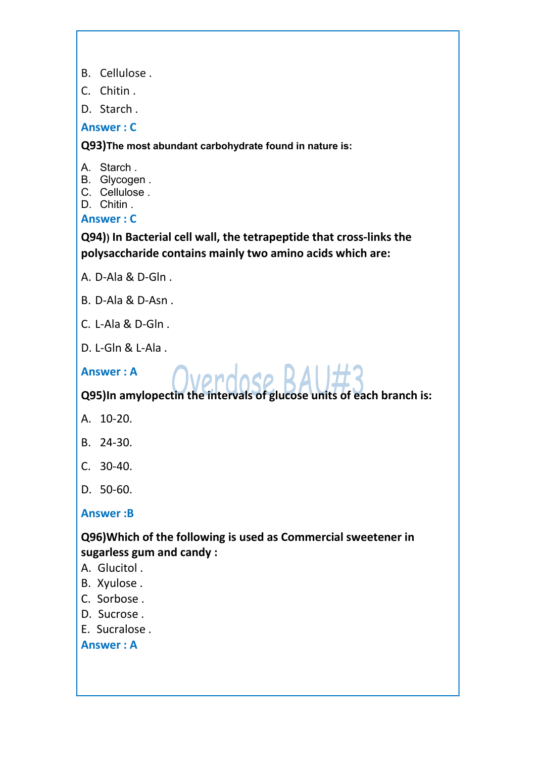B. Cellulose .

C. Chitin .

D. Starch .

**Answer : C**

**Q93)The most abundant carbohydrate found in nature is:**

A. Starch .
B. Glycogen .
C. Cellulose .
D. Chitin .

**Answer : C**

**Q94)) In Bacterial cell wall, the tetrapeptide that cross-links the polysaccharide contains mainly two amino acids which are:**

A. D-Ala & D-Gln .

B. D-Ala & D-Asn .

C. L-Ala & D-Gln .

D. L-Gln & L-Ala .

**Answer : A**

Overdose BAU#3

**Q95)In amylopectin the intervals of glucose units of each branch is:**

A. 10-20.

B. 24-30.

C. 30-40.

D. 50-60.

**Answer :B**

**Q96)Which of the following is used as Commercial sweetener in sugarless gum and candy :**

A. Glucitol .
B. Xyulose .
C. Sorbose .
D. Sucrose .
E. Sucralose .

**Answer : A**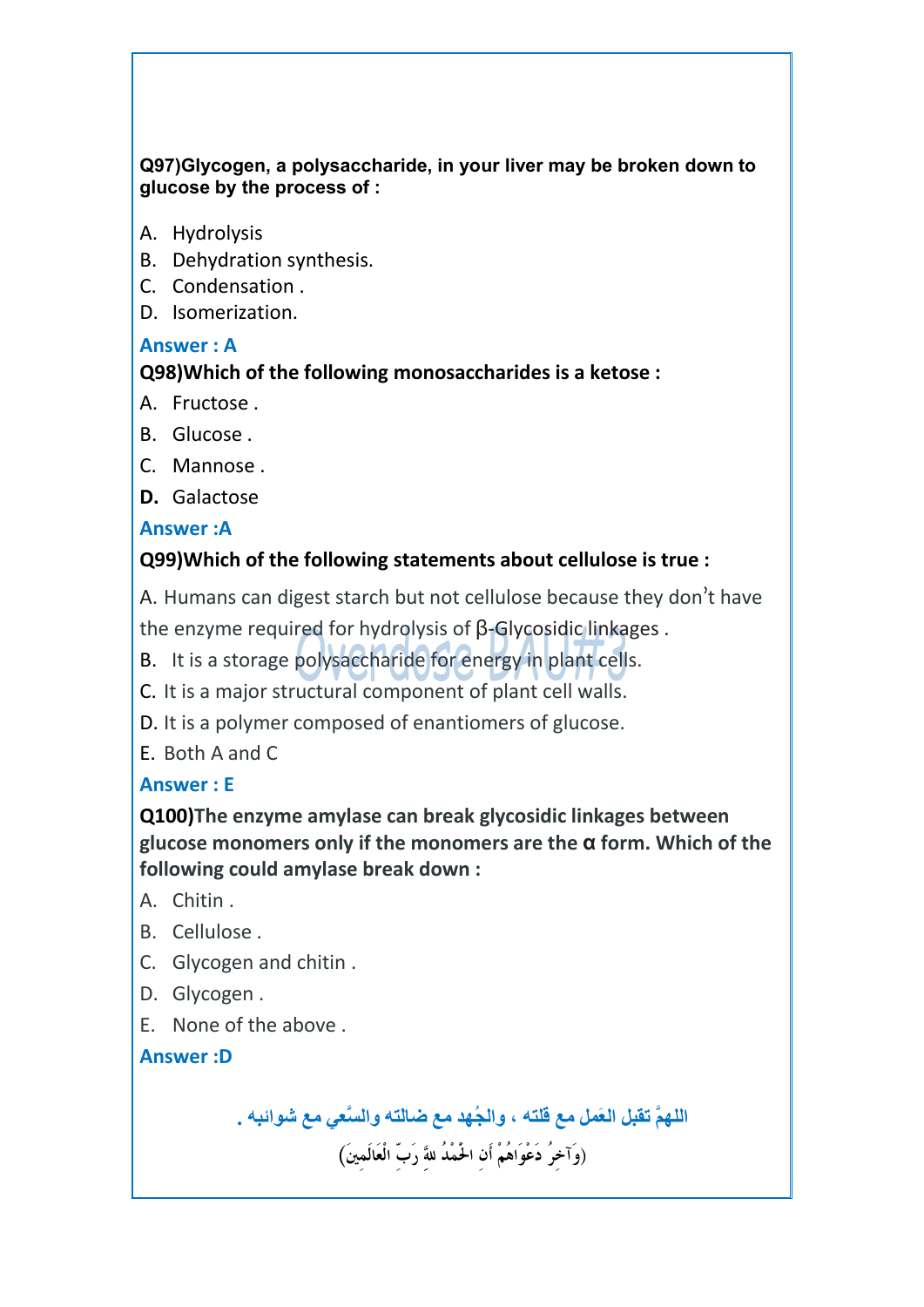**Q97)Glycogen, a polysaccharide, in your liver may be broken down to glucose by the process of :**

A. Hydrolysis
B. Dehydration synthesis.
C. Condensation .
D. Isomerization.

**Answer : A**

**Q98)Which of the following monosaccharides is a ketose :**

A. Fructose .
B. Glucose .
C. Mannose .
**D.** Galactose

**Answer :A**

**Q99)Which of the following statements about cellulose is true :**

A. Humans can digest starch but not cellulose because they don't have the enzyme required for hydrolysis of β-Glycosidic linkages .
B. It is a storage polysaccharide for energy in plant cells.
C. It is a major structural component of plant cell walls.
D. It is a polymer composed of enantiomers of glucose.
E. Both A and C

**Answer : E**

**Q100)The enzyme amylase can break glycosidic linkages between glucose monomers only if the monomers are the α form. Which of the following could amylase break down :**

A. Chitin .
B. Cellulose .
C. Glycogen and chitin .
D. Glycogen .
E. None of the above .

**Answer :D**

اللهمَّ تقبل العَمل مع قلته ، والجُهد مع ضالته والسَّعي مع شوائبه .

(وَآخِرُ دَعْوَاهُمْ أَنِ الْحَمْدُ للهِ رَبِّ الْعَالَمِينَ)